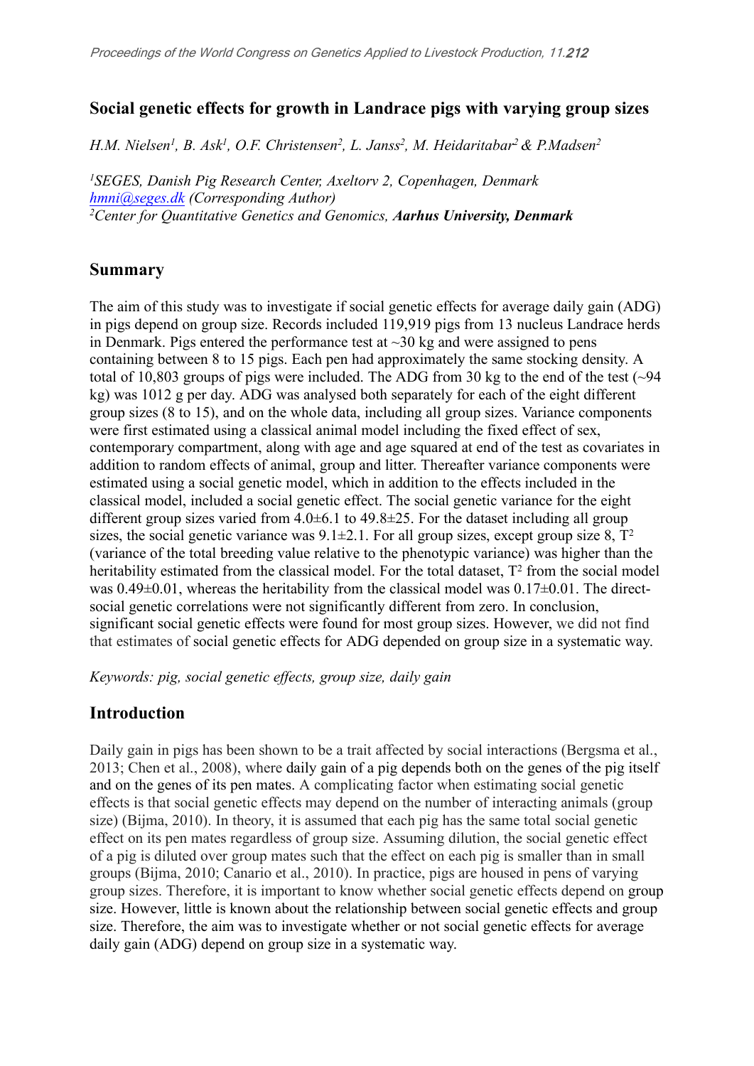# Social genetic effects for growth in Landrace pigs with varying group sizes

*H.M. Nielsen[1], B. Ask[1], O.F. Christensen[2], L. Janss[2], M. Heidaritabar[2] & P.Madsen[2]*

*[1]SEGES, Danish Pig Research Center, Axeltorv 2, Copenhagen, Denmark*
*hmni@seges.dk (Corresponding Author)*
*[2]Center for Quantitative Genetics and Genomics, **Aarhus University, Denmark***

## Summary

The aim of this study was to investigate if social genetic effects for average daily gain (ADG) in pigs depend on group size. Records included 119,919 pigs from 13 nucleus Landrace herds in Denmark. Pigs entered the performance test at ~30 kg and were assigned to pens containing between 8 to 15 pigs. Each pen had approximately the same stocking density. A total of 10,803 groups of pigs were included. The ADG from 30 kg to the end of the test (~94 kg) was 1012 g per day. ADG was analysed both separately for each of the eight different group sizes (8 to 15), and on the whole data, including all group sizes. Variance components were first estimated using a classical animal model including the fixed effect of sex, contemporary compartment, along with age and age squared at end of the test as covariates in addition to random effects of animal, group and litter. Thereafter variance components were estimated using a social genetic model, which in addition to the effects included in the classical model, included a social genetic effect. The social genetic variance for the eight different group sizes varied from 4.0±6.1 to 49.8±25. For the dataset including all group sizes, the social genetic variance was 9.1±2.1. For all group sizes, except group size 8, $T^2$ (variance of the total breeding value relative to the phenotypic variance) was higher than the heritability estimated from the classical model. For the total dataset, $T^2$ from the social model was 0.49±0.01, whereas the heritability from the classical model was 0.17±0.01. The direct-social genetic correlations were not significantly different from zero. In conclusion, significant social genetic effects were found for most group sizes. However, we did not find that estimates of social genetic effects for ADG depended on group size in a systematic way.

*Keywords: pig, social genetic effects, group size, daily gain*

## Introduction

Daily gain in pigs has been shown to be a trait affected by social interactions (Bergsma et al., 2013; Chen et al., 2008), where daily gain of a pig depends both on the genes of the pig itself and on the genes of its pen mates. A complicating factor when estimating social genetic effects is that social genetic effects may depend on the number of interacting animals (group size) (Bijma, 2010). In theory, it is assumed that each pig has the same total social genetic effect on its pen mates regardless of group size. Assuming dilution, the social genetic effect of a pig is diluted over group mates such that the effect on each pig is smaller than in small groups (Bijma, 2010; Canario et al., 2010). In practice, pigs are housed in pens of varying group sizes. Therefore, it is important to know whether social genetic effects depend on group size. However, little is known about the relationship between social genetic effects and group size. Therefore, the aim was to investigate whether or not social genetic effects for average daily gain (ADG) depend on group size in a systematic way.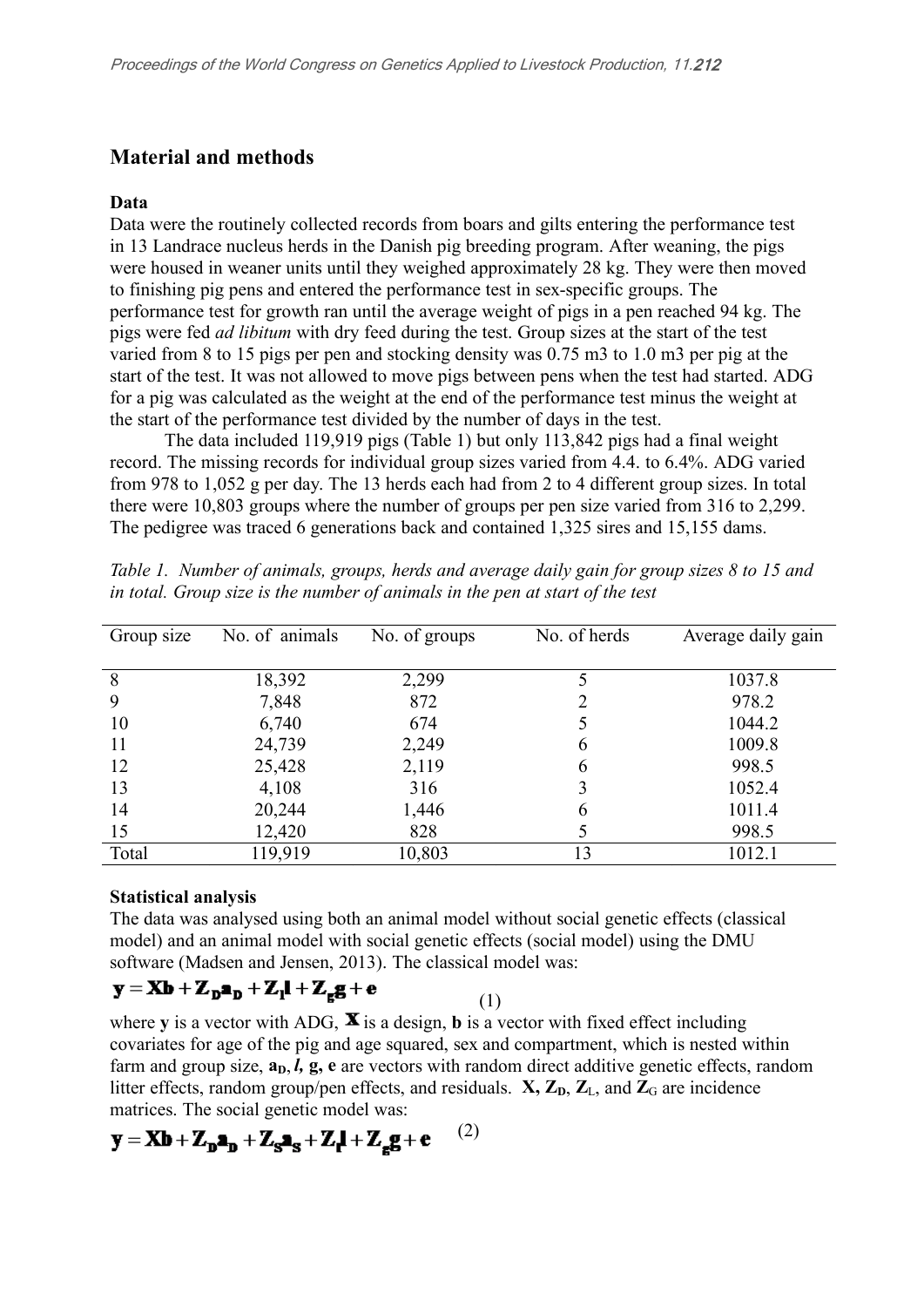## Material and methods

### Data

Data were the routinely collected records from boars and gilts entering the performance test in 13 Landrace nucleus herds in the Danish pig breeding program. After weaning, the pigs were housed in weaner units until they weighed approximately 28 kg. They were then moved to finishing pig pens and entered the performance test in sex-specific groups. The performance test for growth ran until the average weight of pigs in a pen reached 94 kg. The pigs were fed *ad libitum* with dry feed during the test. Group sizes at the start of the test varied from 8 to 15 pigs per pen and stocking density was 0.75 m3 to 1.0 m3 per pig at the start of the test. It was not allowed to move pigs between pens when the test had started. ADG for a pig was calculated as the weight at the end of the performance test minus the weight at the start of the performance test divided by the number of days in the test.

The data included 119,919 pigs (Table 1) but only 113,842 pigs had a final weight record. The missing records for individual group sizes varied from 4.4. to 6.4%. ADG varied from 978 to 1,052 g per day. The 13 herds each had from 2 to 4 different group sizes. In total there were 10,803 groups where the number of groups per pen size varied from 316 to 2,299. The pedigree was traced 6 generations back and contained 1,325 sires and 15,155 dams.

*Table 1. Number of animals, groups, herds and average daily gain for group sizes 8 to 15 and in total. Group size is the number of animals in the pen at start of the test*

| Group size | No. of animals | No. of groups | No. of herds | Average daily gain |
|---|---|---|---|---|
| 8 | 18,392 | 2,299 | 5 | 1037.8 |
| 9 | 7,848 | 872 | 2 | 978.2 |
| 10 | 6,740 | 674 | 5 | 1044.2 |
| 11 | 24,739 | 2,249 | 6 | 1009.8 |
| 12 | 25,428 | 2,119 | 6 | 998.5 |
| 13 | 4,108 | 316 | 3 | 1052.4 |
| 14 | 20,244 | 1,446 | 6 | 1011.4 |
| 15 | 12,420 | 828 | 5 | 998.5 |
| Total | 119,919 | 10,803 | 13 | 1012.1 |

### Statistical analysis

The data was analysed using both an animal model without social genetic effects (classical model) and an animal model with social genetic effects (social model) using the DMU software (Madsen and Jensen, 2013). The classical model was:

$$\mathbf{y} = \mathbf{Xb} + \mathbf{Z_D a_D} + \mathbf{Z_l l} + \mathbf{Z_g g} + \mathbf{e} \quad (1)$$

where **y** is a vector with ADG, $\mathbf{X}$ is a design, **b** is a vector with fixed effect including covariates for age of the pig and age squared, sex and compartment, which is nested within farm and group size, $\mathbf{a_D}$, *l*, **g, e** are vectors with random direct additive genetic effects, random litter effects, random group/pen effects, and residuals. $\mathbf{X}$, $\mathbf{Z_D}$, $\mathbf{Z}_L$, and $\mathbf{Z}_G$ are incidence matrices. The social genetic model was:

$$\mathbf{y} = \mathbf{Xb} + \mathbf{Z_D a_D} + \mathbf{Z_S a_S} + \mathbf{Z_l l} + \mathbf{Z_g g} + \mathbf{e} \quad (2)$$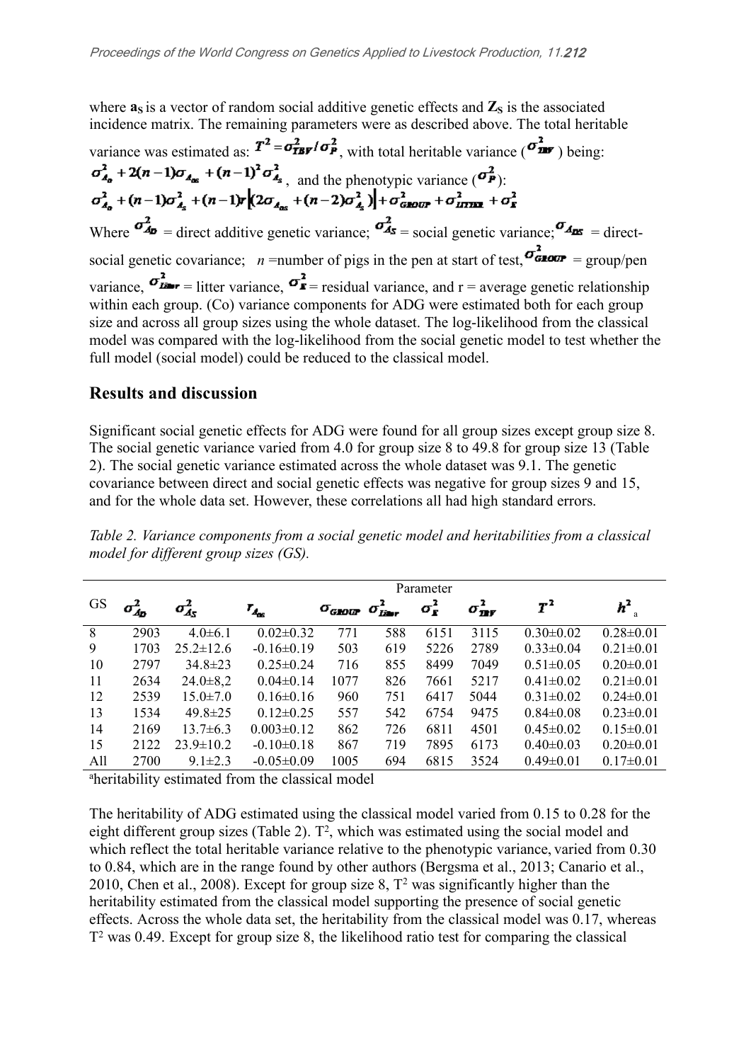where $\mathbf{a_S}$ is a vector of random social additive genetic effects and $\mathbf{Z_S}$ is the associated incidence matrix. The remaining parameters were as described above. The total heritable variance was estimated as: $T^2 = \sigma^2_{TBV} / \sigma^2_P$, with total heritable variance ($\sigma^2_{TBV}$) being: $\sigma^2_{A_D} + 2(n-1)\sigma_{A_{DS}} + (n-1)^2\sigma^2_{A_S}$, and the phenotypic variance ($\sigma^2_P$): $\sigma^2_{A_D} + (n-1)\sigma^2_{A_S} + (n-1)r\left[(2\sigma_{A_{DS}} + (n-2)\sigma^2_{A_S})\right] + \sigma^2_{GROUP} + \sigma^2_{LITTER} + \sigma^2_E$

Where $\sigma^2_{AD}$ = direct additive genetic variance; $\sigma^2_{AS}$ = social genetic variance; $\sigma_{ADS}$ = direct-social genetic covariance; $n$ =number of pigs in the pen at start of test, $\sigma^2_{GROUP}$ = group/pen variance, $\sigma^2_{Litter}$ = litter variance, $\sigma^2_E$ = residual variance, and r = average genetic relationship within each group. (Co) variance components for ADG were estimated both for each group size and across all group sizes using the whole dataset. The log-likelihood from the classical model was compared with the log-likelihood from the social genetic model to test whether the full model (social model) could be reduced to the classical model.

## Results and discussion

Significant social genetic effects for ADG were found for all group sizes except group size 8. The social genetic variance varied from 4.0 for group size 8 to 49.8 for group size 13 (Table 2). The social genetic variance estimated across the whole dataset was 9.1. The genetic covariance between direct and social genetic effects was negative for group sizes 9 and 15, and for the whole data set. However, these correlations all had high standard errors.

*Table 2. Variance components from a social genetic model and heritabilities from a classical model for different group sizes (GS).*

| | Parameter | | | | | | | | |
|---|---|---|---|---|---|---|---|---|---|
| GS | $\sigma^2_{AD}$ | $\sigma^2_{AS}$ | $r_{A_{DS}}$ | $\sigma_{GROUP}$ | $\sigma^2_{Litter}$ | $\sigma^2_E$ | $\sigma^2_{TBV}$ | $T^2$ | $h^2$ [a] |
| 8 | 2903 | 4.0±6.1 | 0.02±0.32 | 771 | 588 | 6151 | 3115 | 0.30±0.02 | 0.28±0.01 |
| 9 | 1703 | 25.2±12.6 | -0.16±0.19 | 503 | 619 | 5226 | 2789 | 0.33±0.04 | 0.21±0.01 |
| 10 | 2797 | 34.8±23 | 0.25±0.24 | 716 | 855 | 8499 | 7049 | 0.51±0.05 | 0.20±0.01 |
| 11 | 2634 | 24.0±8,2 | 0.04±0.14 | 1077 | 826 | 7661 | 5217 | 0.41±0.02 | 0.21±0.01 |
| 12 | 2539 | 15.0±7.0 | 0.16±0.16 | 960 | 751 | 6417 | 5044 | 0.31±0.02 | 0.24±0.01 |
| 13 | 1534 | 49.8±25 | 0.12±0.25 | 557 | 542 | 6754 | 9475 | 0.84±0.08 | 0.23±0.01 |
| 14 | 2169 | 13.7±6.3 | 0.003±0.12 | 862 | 726 | 6811 | 4501 | 0.45±0.02 | 0.15±0.01 |
| 15 | 2122 | 23.9±10.2 | -0.10±0.18 | 867 | 719 | 7895 | 6173 | 0.40±0.03 | 0.20±0.01 |
| All | 2700 | 9.1±2.3 | -0.05±0.09 | 1005 | 694 | 6815 | 3524 | 0.49±0.01 | 0.17±0.01 |

[a]heritability estimated from the classical model

The heritability of ADG estimated using the classical model varied from 0.15 to 0.28 for the eight different group sizes (Table 2). $T^2$, which was estimated using the social model and which reflect the total heritable variance relative to the phenotypic variance, varied from 0.30 to 0.84, which are in the range found by other authors (Bergsma et al., 2013; Canario et al., 2010, Chen et al., 2008). Except for group size 8, $T^2$ was significantly higher than the heritability estimated from the classical model supporting the presence of social genetic effects. Across the whole data set, the heritability from the classical model was 0.17, whereas $T^2$ was 0.49. Except for group size 8, the likelihood ratio test for comparing the classical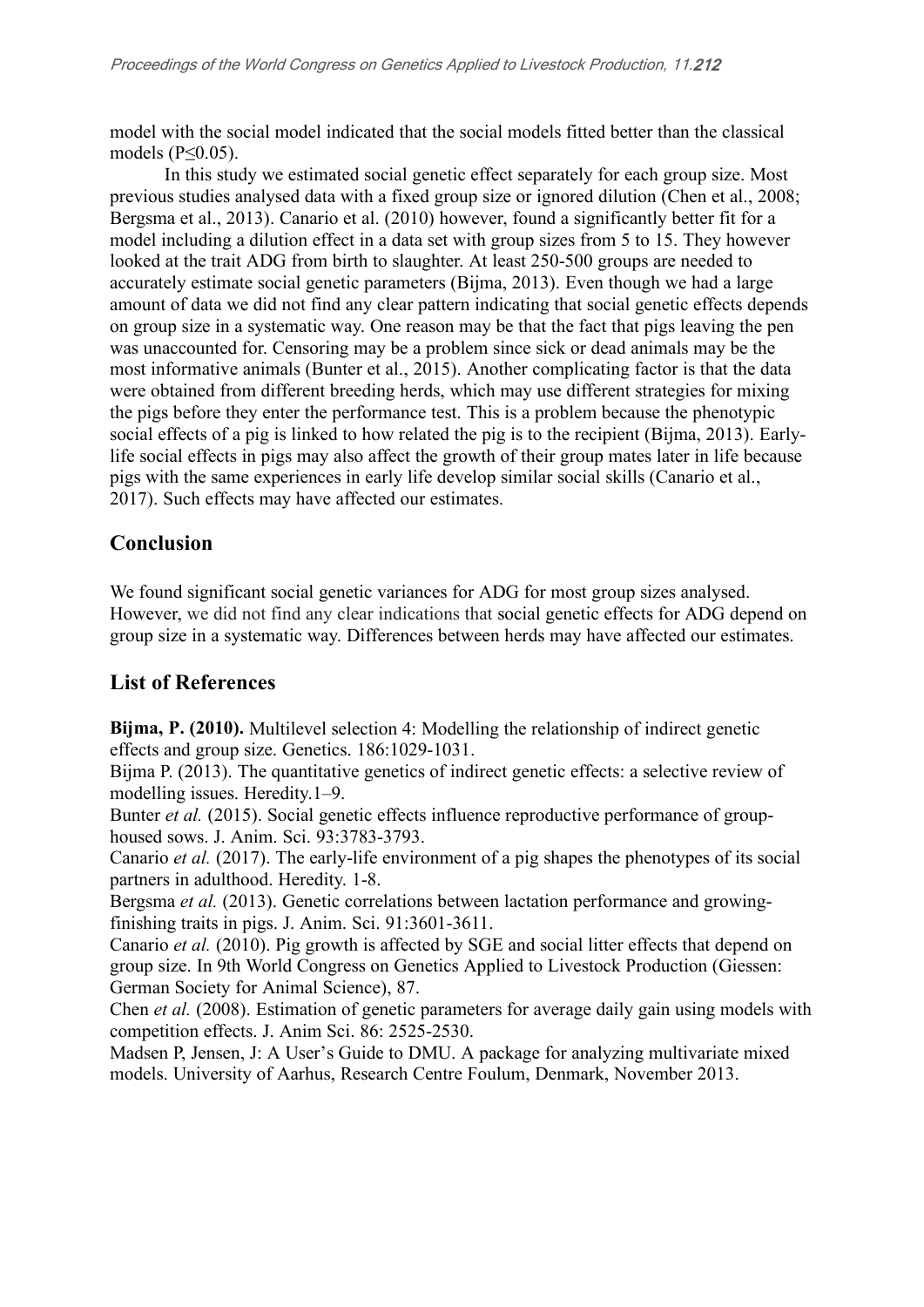model with the social model indicated that the social models fitted better than the classical models ($P \leq 0.05$).

In this study we estimated social genetic effect separately for each group size. Most previous studies analysed data with a fixed group size or ignored dilution (Chen et al., 2008; Bergsma et al., 2013). Canario et al. (2010) however, found a significantly better fit for a model including a dilution effect in a data set with group sizes from 5 to 15. They however looked at the trait ADG from birth to slaughter. At least 250-500 groups are needed to accurately estimate social genetic parameters (Bijma, 2013). Even though we had a large amount of data we did not find any clear pattern indicating that social genetic effects depends on group size in a systematic way. One reason may be that the fact that pigs leaving the pen was unaccounted for. Censoring may be a problem since sick or dead animals may be the most informative animals (Bunter et al., 2015). Another complicating factor is that the data were obtained from different breeding herds, which may use different strategies for mixing the pigs before they enter the performance test. This is a problem because the phenotypic social effects of a pig is linked to how related the pig is to the recipient (Bijma, 2013). Early-life social effects in pigs may also affect the growth of their group mates later in life because pigs with the same experiences in early life develop similar social skills (Canario et al., 2017). Such effects may have affected our estimates.

## Conclusion

We found significant social genetic variances for ADG for most group sizes analysed. However, we did not find any clear indications that social genetic effects for ADG depend on group size in a systematic way. Differences between herds may have affected our estimates.

## List of References

**Bijma, P. (2010).** Multilevel selection 4: Modelling the relationship of indirect genetic effects and group size. Genetics. 186:1029-1031.

Bijma P. (2013). The quantitative genetics of indirect genetic effects: a selective review of modelling issues. Heredity.1–9.

Bunter *et al.* (2015). Social genetic effects influence reproductive performance of group-housed sows. J. Anim. Sci. 93:3783-3793.

Canario *et al.* (2017). The early-life environment of a pig shapes the phenotypes of its social partners in adulthood. Heredity. 1-8.

Bergsma *et al.* (2013). Genetic correlations between lactation performance and growing-finishing traits in pigs. J. Anim. Sci. 91:3601-3611.

Canario *et al.* (2010). Pig growth is affected by SGE and social litter effects that depend on group size. In 9th World Congress on Genetics Applied to Livestock Production (Giessen: German Society for Animal Science), 87.

Chen *et al.* (2008). Estimation of genetic parameters for average daily gain using models with competition effects. J. Anim Sci. 86: 2525-2530.

Madsen P, Jensen, J: A User's Guide to DMU. A package for analyzing multivariate mixed models. University of Aarhus, Research Centre Foulum, Denmark, November 2013.